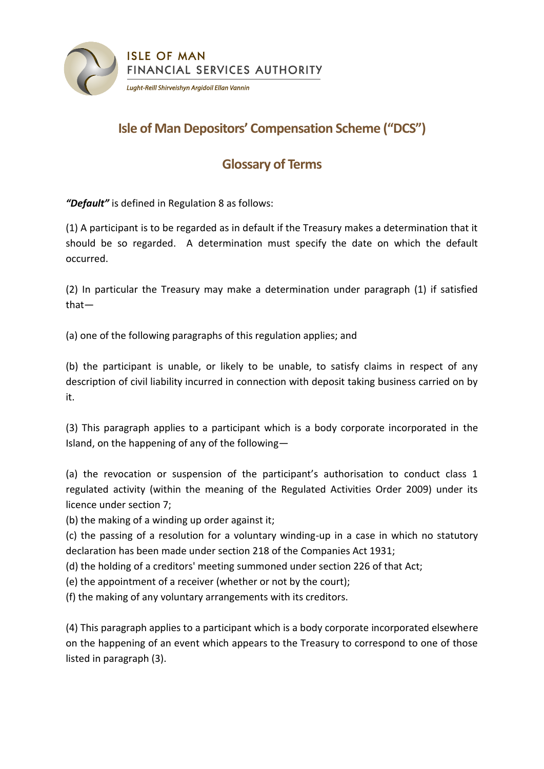ISLE OF MAN
FINANCIAL SERVICES AUTHORITY
*Lught-Reill Shirveishyn Argidoil Ellan Vannin*

# Isle of Man Depositors' Compensation Scheme ("DCS")

## Glossary of Terms

***"Default"*** is defined in Regulation 8 as follows:

(1) A participant is to be regarded as in default if the Treasury makes a determination that it should be so regarded. A determination must specify the date on which the default occurred.

(2) In particular the Treasury may make a determination under paragraph (1) if satisfied that—

(a) one of the following paragraphs of this regulation applies; and

(b) the participant is unable, or likely to be unable, to satisfy claims in respect of any description of civil liability incurred in connection with deposit taking business carried on by it.

(3) This paragraph applies to a participant which is a body corporate incorporated in the Island, on the happening of any of the following—

(a) the revocation or suspension of the participant's authorisation to conduct class 1 regulated activity (within the meaning of the Regulated Activities Order 2009) under its licence under section 7;
(b) the making of a winding up order against it;
(c) the passing of a resolution for a voluntary winding-up in a case in which no statutory declaration has been made under section 218 of the Companies Act 1931;
(d) the holding of a creditors' meeting summoned under section 226 of that Act;
(e) the appointment of a receiver (whether or not by the court);
(f) the making of any voluntary arrangements with its creditors.

(4) This paragraph applies to a participant which is a body corporate incorporated elsewhere on the happening of an event which appears to the Treasury to correspond to one of those listed in paragraph (3).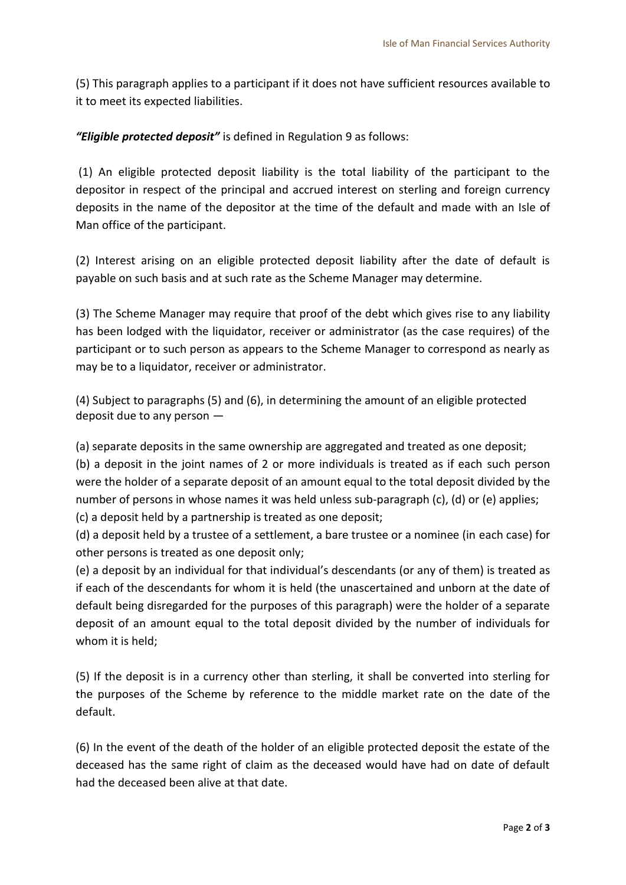(5) This paragraph applies to a participant if it does not have sufficient resources available to it to meet its expected liabilities.

***"Eligible protected deposit"*** is defined in Regulation 9 as follows:

(1) An eligible protected deposit liability is the total liability of the participant to the depositor in respect of the principal and accrued interest on sterling and foreign currency deposits in the name of the depositor at the time of the default and made with an Isle of Man office of the participant.

(2) Interest arising on an eligible protected deposit liability after the date of default is payable on such basis and at such rate as the Scheme Manager may determine.

(3) The Scheme Manager may require that proof of the debt which gives rise to any liability has been lodged with the liquidator, receiver or administrator (as the case requires) of the participant or to such person as appears to the Scheme Manager to correspond as nearly as may be to a liquidator, receiver or administrator.

(4) Subject to paragraphs (5) and (6), in determining the amount of an eligible protected deposit due to any person —

(a) separate deposits in the same ownership are aggregated and treated as one deposit;
(b) a deposit in the joint names of 2 or more individuals is treated as if each such person were the holder of a separate deposit of an amount equal to the total deposit divided by the number of persons in whose names it was held unless sub-paragraph (c), (d) or (e) applies;
(c) a deposit held by a partnership is treated as one deposit;
(d) a deposit held by a trustee of a settlement, a bare trustee or a nominee (in each case) for other persons is treated as one deposit only;
(e) a deposit by an individual for that individual's descendants (or any of them) is treated as if each of the descendants for whom it is held (the unascertained and unborn at the date of default being disregarded for the purposes of this paragraph) were the holder of a separate deposit of an amount equal to the total deposit divided by the number of individuals for whom it is held;

(5) If the deposit is in a currency other than sterling, it shall be converted into sterling for the purposes of the Scheme by reference to the middle market rate on the date of the default.

(6) In the event of the death of the holder of an eligible protected deposit the estate of the deceased has the same right of claim as the deceased would have had on date of default had the deceased been alive at that date.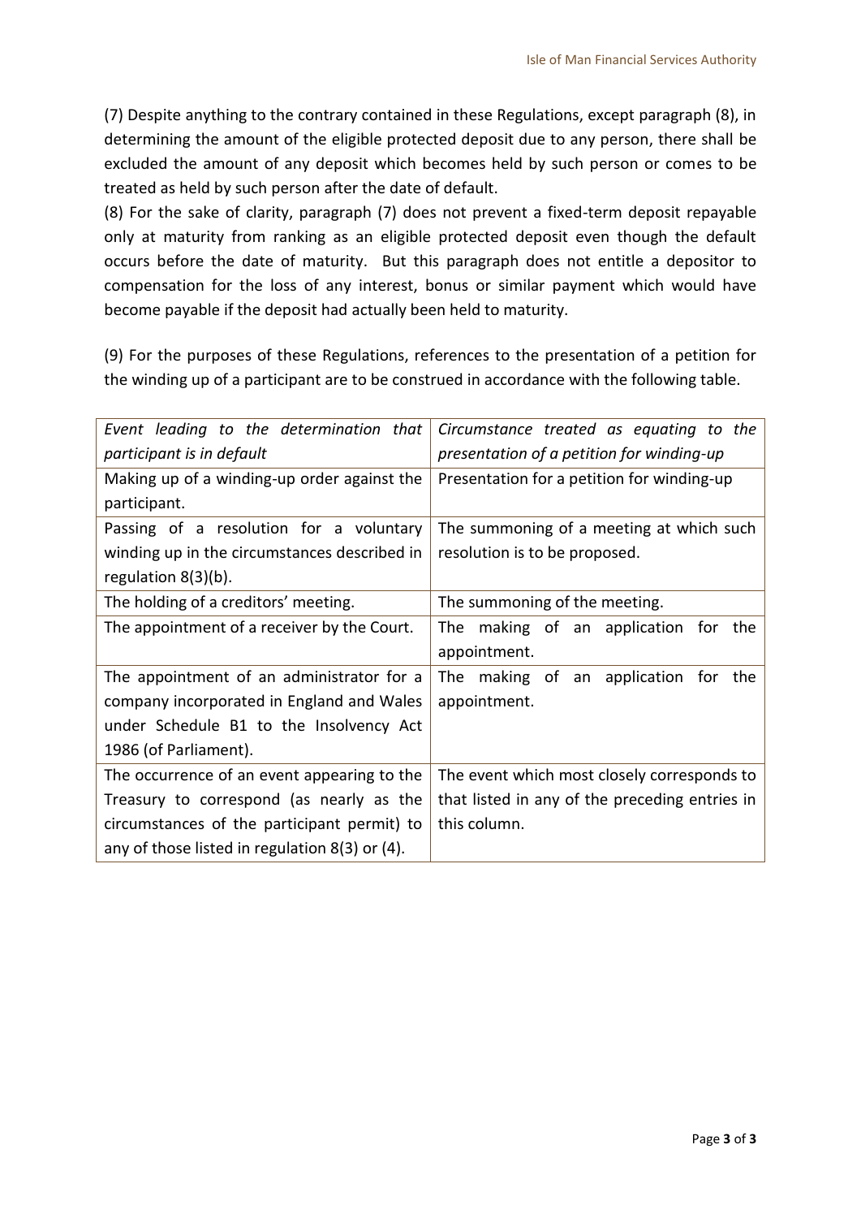(7) Despite anything to the contrary contained in these Regulations, except paragraph (8), in determining the amount of the eligible protected deposit due to any person, there shall be excluded the amount of any deposit which becomes held by such person or comes to be treated as held by such person after the date of default.

(8) For the sake of clarity, paragraph (7) does not prevent a fixed-term deposit repayable only at maturity from ranking as an eligible protected deposit even though the default occurs before the date of maturity. But this paragraph does not entitle a depositor to compensation for the loss of any interest, bonus or similar payment which would have become payable if the deposit had actually been held to maturity.

(9) For the purposes of these Regulations, references to the presentation of a petition for the winding up of a participant are to be construed in accordance with the following table.

| *Event leading to the determination that participant is in default* | *Circumstance treated as equating to the presentation of a petition for winding-up* |
|---|---|
| Making up of a winding-up order against the participant. | Presentation for a petition for winding-up |
| Passing of a resolution for a voluntary winding up in the circumstances described in regulation 8(3)(b). | The summoning of a meeting at which such resolution is to be proposed. |
| The holding of a creditors' meeting. | The summoning of the meeting. |
| The appointment of a receiver by the Court. | The making of an application for the appointment. |
| The appointment of an administrator for a company incorporated in England and Wales under Schedule B1 to the Insolvency Act 1986 (of Parliament). | The making of an application for the appointment. |
| The occurrence of an event appearing to the Treasury to correspond (as nearly as the circumstances of the participant permit) to any of those listed in regulation 8(3) or (4). | The event which most closely corresponds to that listed in any of the preceding entries in this column. |